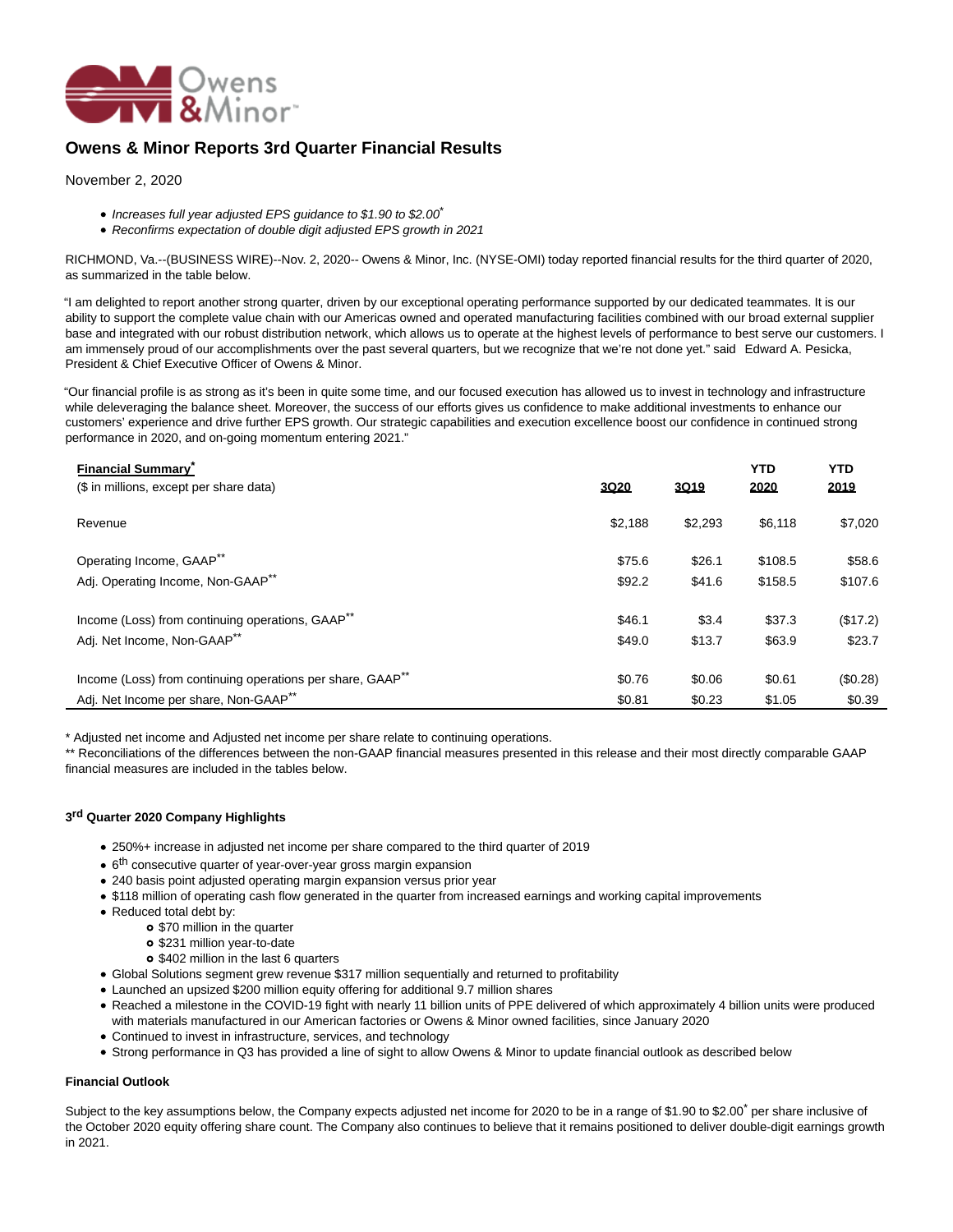# Owens & Minor Reports 3rd Quarter Financial Results

November 2, 2020

- *Increases full year adjusted EPS guidance to $1.90 to $2.00\**
- *Reconfirms expectation of double digit adjusted EPS growth in 2021*

RICHMOND, Va.--(BUSINESS WIRE)--Nov. 2, 2020-- Owens & Minor, Inc. (NYSE-OMI) today reported financial results for the third quarter of 2020, as summarized in the table below.

"I am delighted to report another strong quarter, driven by our exceptional operating performance supported by our dedicated teammates. It is our ability to support the complete value chain with our Americas owned and operated manufacturing facilities combined with our broad external supplier base and integrated with our robust distribution network, which allows us to operate at the highest levels of performance to best serve our customers. I am immensely proud of our accomplishments over the past several quarters, but we recognize that we're not done yet." said Edward A. Pesicka, President & Chief Executive Officer of Owens & Minor.

"Our financial profile is as strong as it's been in quite some time, and our focused execution has allowed us to invest in technology and infrastructure while deleveraging the balance sheet. Moreover, the success of our efforts gives us confidence to make additional investments to enhance our customers' experience and drive further EPS growth. Our strategic capabilities and execution excellence boost our confidence in continued strong performance in 2020, and on-going momentum entering 2021."

| **Financial Summary\*** ($ in millions, except per share data) | 3Q20 | 3Q19 | YTD 2020 | YTD 2019 |
|---|---|---|---|---|
| Revenue | $2,188 | $2,293 | $6,118 | $7,020 |
| Operating Income, GAAP\*\* | $75.6 | $26.1 | $108.5 | $58.6 |
| Adj. Operating Income, Non-GAAP\*\* | $92.2 | $41.6 | $158.5 | $107.6 |
| Income (Loss) from continuing operations, GAAP\*\* | $46.1 | $3.4 | $37.3 | ($17.2) |
| Adj. Net Income, Non-GAAP\*\* | $49.0 | $13.7 | $63.9 | $23.7 |
| Income (Loss) from continuing operations per share, GAAP\*\* | $0.76 | $0.06 | $0.61 | ($0.28) |
| Adj. Net Income per share, Non-GAAP\*\* | $0.81 | $0.23 | $1.05 | $0.39 |

\* Adjusted net income and Adjusted net income per share relate to continuing operations.

\*\* Reconciliations of the differences between the non-GAAP financial measures presented in this release and their most directly comparable GAAP financial measures are included in the tables below.

### 3rd Quarter 2020 Company Highlights

- 250%+ increase in adjusted net income per share compared to the third quarter of 2019
- 6th consecutive quarter of year-over-year gross margin expansion
- 240 basis point adjusted operating margin expansion versus prior year
- $118 million of operating cash flow generated in the quarter from increased earnings and working capital improvements
- Reduced total debt by:
  - $70 million in the quarter
  - $231 million year-to-date
  - $402 million in the last 6 quarters
- Global Solutions segment grew revenue $317 million sequentially and returned to profitability
- Launched an upsized $200 million equity offering for additional 9.7 million shares
- Reached a milestone in the COVID-19 fight with nearly 11 billion units of PPE delivered of which approximately 4 billion units were produced with materials manufactured in our American factories or Owens & Minor owned facilities, since January 2020
- Continued to invest in infrastructure, services, and technology
- Strong performance in Q3 has provided a line of sight to allow Owens & Minor to update financial outlook as described below

### Financial Outlook

Subject to the key assumptions below, the Company expects adjusted net income for 2020 to be in a range of $1.90 to $2.00\* per share inclusive of the October 2020 equity offering share count. The Company also continues to believe that it remains positioned to deliver double-digit earnings growth in 2021.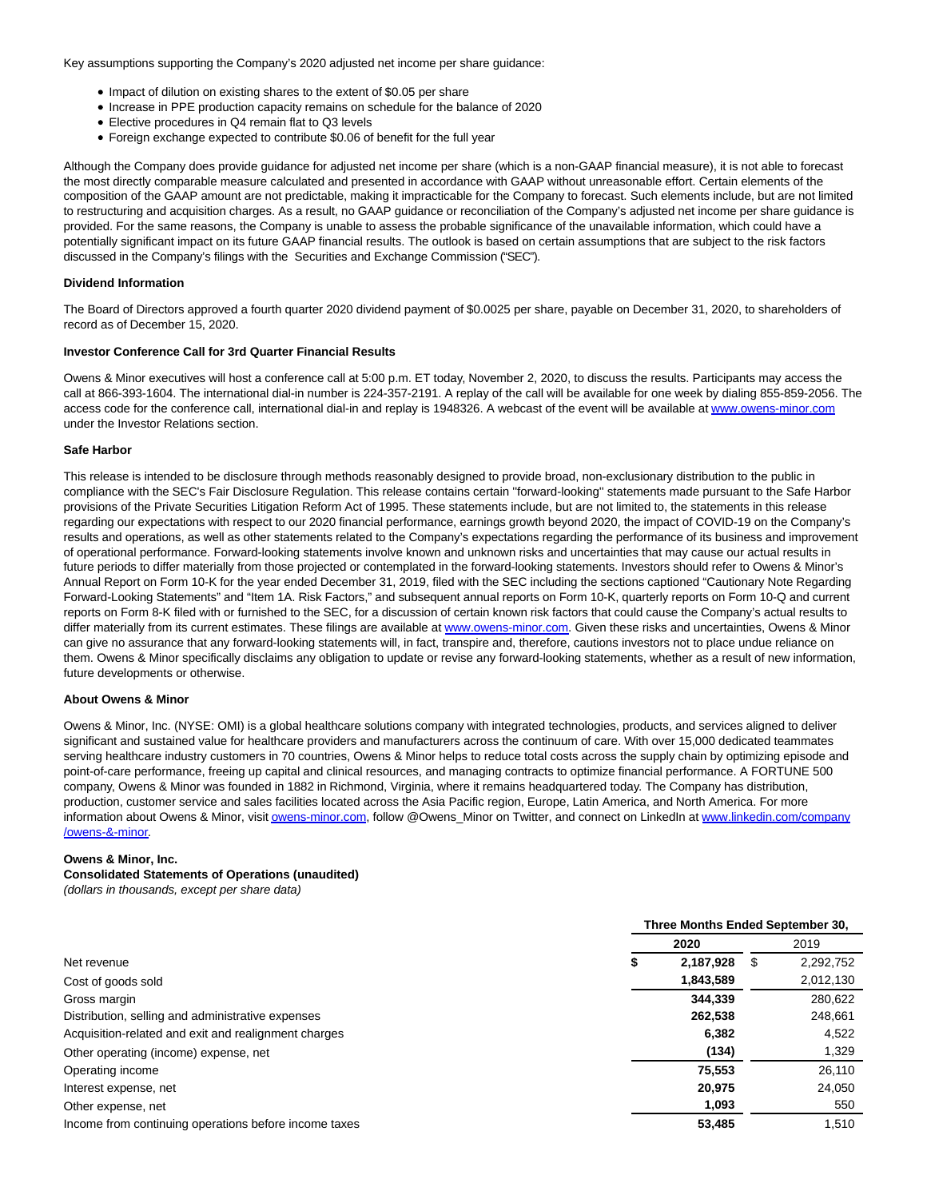Key assumptions supporting the Company's 2020 adjusted net income per share guidance:

- Impact of dilution on existing shares to the extent of $0.05 per share
- Increase in PPE production capacity remains on schedule for the balance of 2020
- Elective procedures in Q4 remain flat to Q3 levels
- Foreign exchange expected to contribute $0.06 of benefit for the full year

Although the Company does provide guidance for adjusted net income per share (which is a non-GAAP financial measure), it is not able to forecast the most directly comparable measure calculated and presented in accordance with GAAP without unreasonable effort. Certain elements of the composition of the GAAP amount are not predictable, making it impracticable for the Company to forecast. Such elements include, but are not limited to restructuring and acquisition charges. As a result, no GAAP guidance or reconciliation of the Company's adjusted net income per share guidance is provided. For the same reasons, the Company is unable to assess the probable significance of the unavailable information, which could have a potentially significant impact on its future GAAP financial results. The outlook is based on certain assumptions that are subject to the risk factors discussed in the Company's filings with the Securities and Exchange Commission ("SEC").

**Dividend Information**

The Board of Directors approved a fourth quarter 2020 dividend payment of $0.0025 per share, payable on December 31, 2020, to shareholders of record as of December 15, 2020.

**Investor Conference Call for 3rd Quarter Financial Results**

Owens & Minor executives will host a conference call at 5:00 p.m. ET today, November 2, 2020, to discuss the results. Participants may access the call at 866-393-1604. The international dial-in number is 224-357-2191. A replay of the call will be available for one week by dialing 855-859-2056. The access code for the conference call, international dial-in and replay is 1948326. A webcast of the event will be available at www.owens-minor.com under the Investor Relations section.

**Safe Harbor**

This release is intended to be disclosure through methods reasonably designed to provide broad, non-exclusionary distribution to the public in compliance with the SEC's Fair Disclosure Regulation. This release contains certain ''forward-looking'' statements made pursuant to the Safe Harbor provisions of the Private Securities Litigation Reform Act of 1995. These statements include, but are not limited to, the statements in this release regarding our expectations with respect to our 2020 financial performance, earnings growth beyond 2020, the impact of COVID-19 on the Company's results and operations, as well as other statements related to the Company's expectations regarding the performance of its business and improvement of operational performance. Forward-looking statements involve known and unknown risks and uncertainties that may cause our actual results in future periods to differ materially from those projected or contemplated in the forward-looking statements. Investors should refer to Owens & Minor's Annual Report on Form 10-K for the year ended December 31, 2019, filed with the SEC including the sections captioned "Cautionary Note Regarding Forward-Looking Statements" and "Item 1A. Risk Factors," and subsequent annual reports on Form 10-K, quarterly reports on Form 10-Q and current reports on Form 8-K filed with or furnished to the SEC, for a discussion of certain known risk factors that could cause the Company's actual results to differ materially from its current estimates. These filings are available at www.owens-minor.com. Given these risks and uncertainties, Owens & Minor can give no assurance that any forward-looking statements will, in fact, transpire and, therefore, cautions investors not to place undue reliance on them. Owens & Minor specifically disclaims any obligation to update or revise any forward-looking statements, whether as a result of new information, future developments or otherwise.

**About Owens & Minor**

Owens & Minor, Inc. (NYSE: OMI) is a global healthcare solutions company with integrated technologies, products, and services aligned to deliver significant and sustained value for healthcare providers and manufacturers across the continuum of care. With over 15,000 dedicated teammates serving healthcare industry customers in 70 countries, Owens & Minor helps to reduce total costs across the supply chain by optimizing episode and point-of-care performance, freeing up capital and clinical resources, and managing contracts to optimize financial performance. A FORTUNE 500 company, Owens & Minor was founded in 1882 in Richmond, Virginia, where it remains headquartered today. The Company has distribution, production, customer service and sales facilities located across the Asia Pacific region, Europe, Latin America, and North America. For more information about Owens & Minor, visit owens-minor.com, follow @Owens_Minor on Twitter, and connect on LinkedIn at www.linkedin.com/company/owens-&-minor.

**Owens & Minor, Inc.**
**Consolidated Statements of Operations (unaudited)**
*(dollars in thousands, except per share data)*

| | Three Months Ended September 30, | |
|---|---|---|
| | **2020** | 2019 |
| Net revenue | **$ 2,187,928** | $ 2,292,752 |
| Cost of goods sold | **1,843,589** | 2,012,130 |
| Gross margin | **344,339** | 280,622 |
| Distribution, selling and administrative expenses | **262,538** | 248,661 |
| Acquisition-related and exit and realignment charges | **6,382** | 4,522 |
| Other operating (income) expense, net | **(134)** | 1,329 |
| Operating income | **75,553** | 26,110 |
| Interest expense, net | **20,975** | 24,050 |
| Other expense, net | **1,093** | 550 |
| Income from continuing operations before income taxes | **53,485** | 1,510 |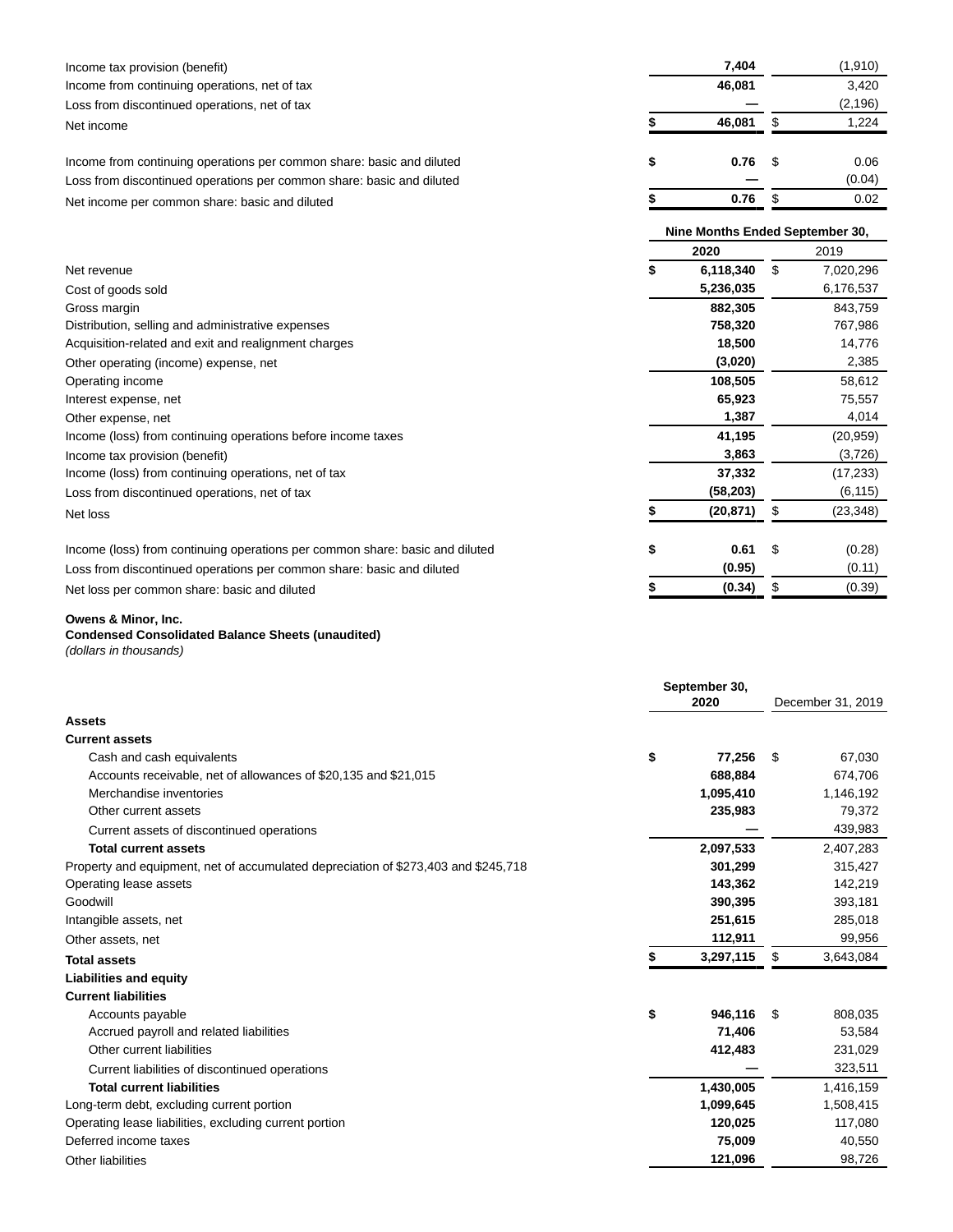| | | |
|---|---|---|
| Income tax provision (benefit) | 7,404 | (1,910) |
| Income from continuing operations, net of tax | 46,081 | 3,420 |
| Loss from discontinued operations, net of tax | — | (2,196) |
| Net income | $ 46,081 | $ 1,224 |
| | | |
| Income from continuing operations per common share: basic and diluted | $ 0.76 | $ 0.06 |
| Loss from discontinued operations per common share: basic and diluted | — | (0.04) |
| Net income per common share: basic and diluted | $ 0.76 | $ 0.02 |

| | Nine Months Ended September 30, | |
|---|---|---|
| | 2020 | 2019 |
| Net revenue | $ 6,118,340 | $ 7,020,296 |
| Cost of goods sold | 5,236,035 | 6,176,537 |
| Gross margin | 882,305 | 843,759 |
| Distribution, selling and administrative expenses | 758,320 | 767,986 |
| Acquisition-related and exit and realignment charges | 18,500 | 14,776 |
| Other operating (income) expense, net | (3,020) | 2,385 |
| Operating income | 108,505 | 58,612 |
| Interest expense, net | 65,923 | 75,557 |
| Other expense, net | 1,387 | 4,014 |
| Income (loss) from continuing operations before income taxes | 41,195 | (20,959) |
| Income tax provision (benefit) | 3,863 | (3,726) |
| Income (loss) from continuing operations, net of tax | 37,332 | (17,233) |
| Loss from discontinued operations, net of tax | (58,203) | (6,115) |
| Net loss | $ (20,871) | $ (23,348) |
| | | |
| Income (loss) from continuing operations per common share: basic and diluted | $ 0.61 | $ (0.28) |
| Loss from discontinued operations per common share: basic and diluted | (0.95) | (0.11) |
| Net loss per common share: basic and diluted | $ (0.34) | $ (0.39) |

**Owens & Minor, Inc.**
**Condensed Consolidated Balance Sheets (unaudited)**
*(dollars in thousands)*

| | September 30, 2020 | December 31, 2019 |
|---|---|---|
| **Assets** | | |
| **Current assets** | | |
| Cash and cash equivalents | $ 77,256 | $ 67,030 |
| Accounts receivable, net of allowances of $20,135 and $21,015 | 688,884 | 674,706 |
| Merchandise inventories | 1,095,410 | 1,146,192 |
| Other current assets | 235,983 | 79,372 |
| Current assets of discontinued operations | — | 439,983 |
| **Total current assets** | 2,097,533 | 2,407,283 |
| Property and equipment, net of accumulated depreciation of $273,403 and $245,718 | 301,299 | 315,427 |
| Operating lease assets | 143,362 | 142,219 |
| Goodwill | 390,395 | 393,181 |
| Intangible assets, net | 251,615 | 285,018 |
| Other assets, net | 112,911 | 99,956 |
| **Total assets** | $ 3,297,115 | $ 3,643,084 |
| **Liabilities and equity** | | |
| **Current liabilities** | | |
| Accounts payable | $ 946,116 | $ 808,035 |
| Accrued payroll and related liabilities | 71,406 | 53,584 |
| Other current liabilities | 412,483 | 231,029 |
| Current liabilities of discontinued operations | — | 323,511 |
| **Total current liabilities** | 1,430,005 | 1,416,159 |
| Long-term debt, excluding current portion | 1,099,645 | 1,508,415 |
| Operating lease liabilities, excluding current portion | 120,025 | 117,080 |
| Deferred income taxes | 75,009 | 40,550 |
| Other liabilities | 121,096 | 98,726 |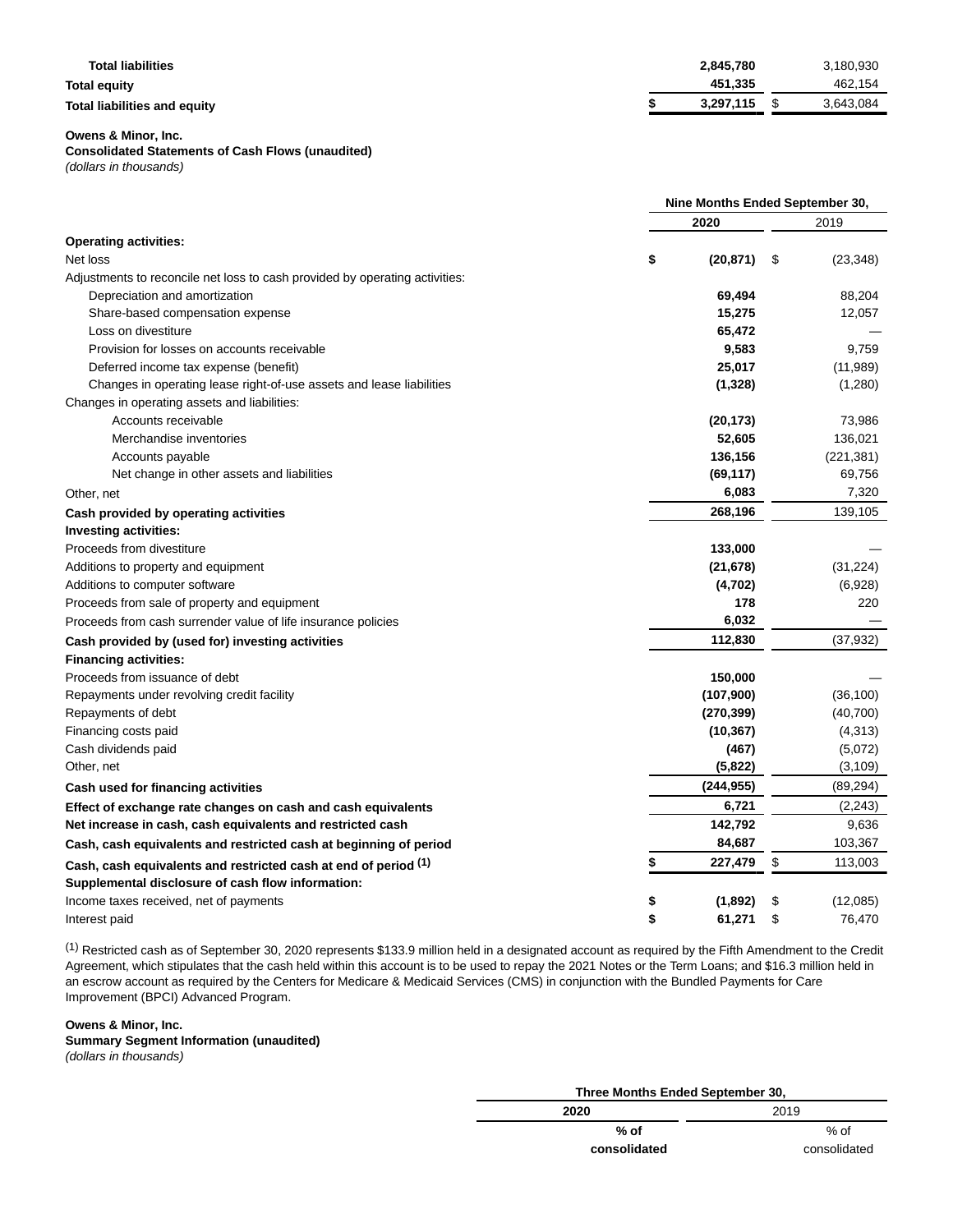| | 2020 | 2019 |
|---|---|---|
| **Total liabilities** | **2,845,780** | 3,180,930 |
| **Total equity** | **451,335** | 462,154 |
| **Total liabilities and equity** | **$ 3,297,115** | $ 3,643,084 |

**Owens & Minor, Inc.**
**Consolidated Statements of Cash Flows (unaudited)**
*(dollars in thousands)*

| | Nine Months Ended September 30, | |
|---|---|---|
| | **2020** | 2019 |
| **Operating activities:** | | |
| Net loss | **$ (20,871)** | $ (23,348) |
| Adjustments to reconcile net loss to cash provided by operating activities: | | |
| Depreciation and amortization | **69,494** | 88,204 |
| Share-based compensation expense | **15,275** | 12,057 |
| Loss on divestiture | **65,472** | — |
| Provision for losses on accounts receivable | **9,583** | 9,759 |
| Deferred income tax expense (benefit) | **25,017** | (11,989) |
| Changes in operating lease right-of-use assets and lease liabilities | **(1,328)** | (1,280) |
| Changes in operating assets and liabilities: | | |
| Accounts receivable | **(20,173)** | 73,986 |
| Merchandise inventories | **52,605** | 136,021 |
| Accounts payable | **136,156** | (221,381) |
| Net change in other assets and liabilities | **(69,117)** | 69,756 |
| Other, net | **6,083** | 7,320 |
| **Cash provided by operating activities** | **268,196** | 139,105 |
| **Investing activities:** | | |
| Proceeds from divestiture | **133,000** | — |
| Additions to property and equipment | **(21,678)** | (31,224) |
| Additions to computer software | **(4,702)** | (6,928) |
| Proceeds from sale of property and equipment | **178** | 220 |
| Proceeds from cash surrender value of life insurance policies | **6,032** | — |
| **Cash provided by (used for) investing activities** | **112,830** | (37,932) |
| **Financing activities:** | | |
| Proceeds from issuance of debt | **150,000** | — |
| Repayments under revolving credit facility | **(107,900)** | (36,100) |
| Repayments of debt | **(270,399)** | (40,700) |
| Financing costs paid | **(10,367)** | (4,313) |
| Cash dividends paid | **(467)** | (5,072) |
| Other, net | **(5,822)** | (3,109) |
| **Cash used for financing activities** | **(244,955)** | (89,294) |
| **Effect of exchange rate changes on cash and cash equivalents** | **6,721** | (2,243) |
| **Net increase in cash, cash equivalents and restricted cash** | **142,792** | 9,636 |
| **Cash, cash equivalents and restricted cash at beginning of period** | **84,687** | 103,367 |
| **Cash, cash equivalents and restricted cash at end of period (1)** | **$ 227,479** | $ 113,003 |
| **Supplemental disclosure of cash flow information:** | | |
| Income taxes received, net of payments | **$ (1,892)** | $ (12,085) |
| Interest paid | **$ 61,271** | $ 76,470 |

(1) Restricted cash as of September 30, 2020 represents $133.9 million held in a designated account as required by the Fifth Amendment to the Credit Agreement, which stipulates that the cash held within this account is to be used to repay the 2021 Notes or the Term Loans; and $16.3 million held in an escrow account as required by the Centers for Medicare & Medicaid Services (CMS) in conjunction with the Bundled Payments for Care Improvement (BPCI) Advanced Program.

**Owens & Minor, Inc.**
**Summary Segment Information (unaudited)**
*(dollars in thousands)*

| | Three Months Ended September 30, | | | |
|---|---|---|---|---|
| | **2020** | | 2019 | |
| | | **% of consolidated** | | % of consolidated |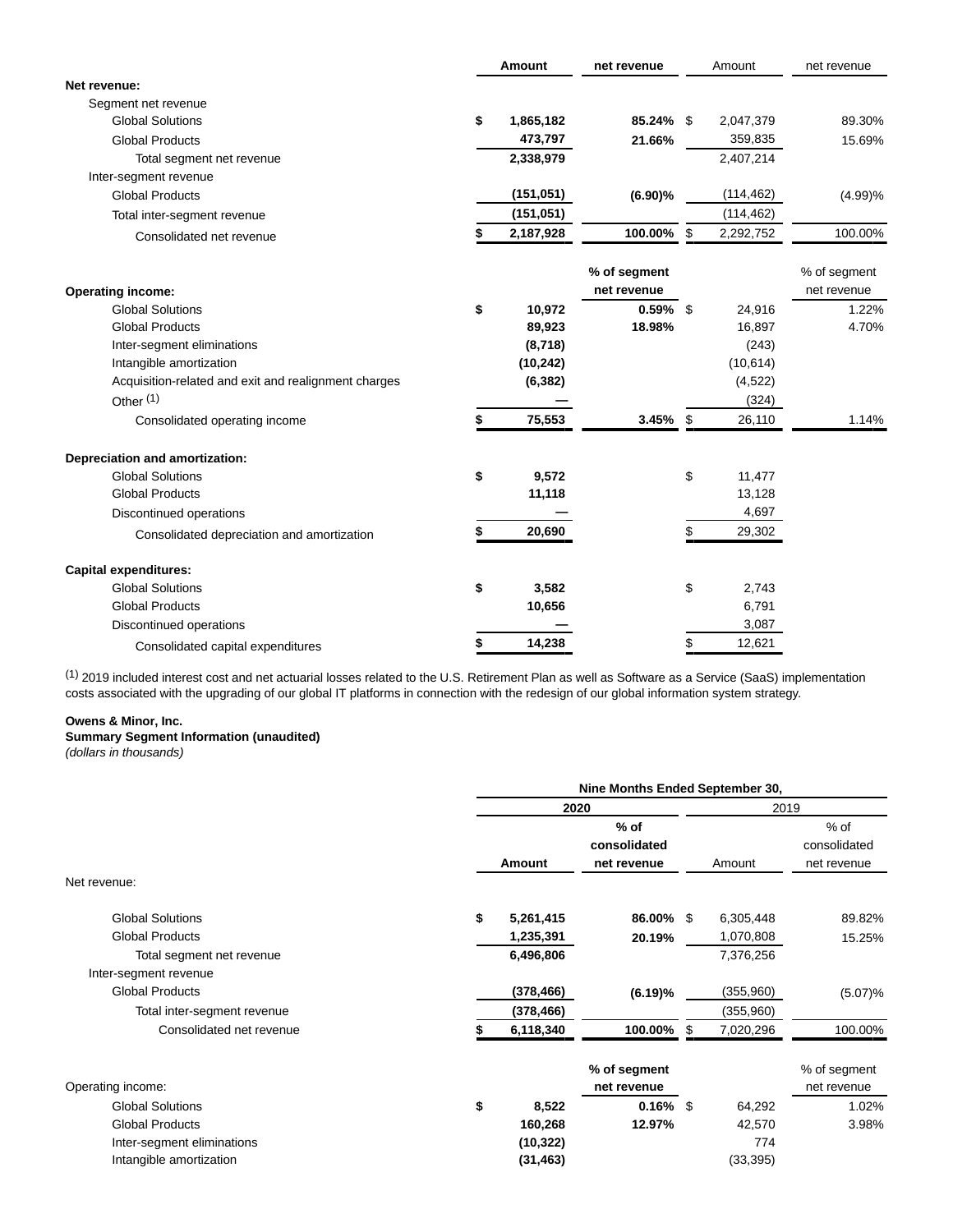| | Amount | net revenue | Amount | net revenue |
|---|---|---|---|---|
| **Net revenue:** | | | | |
| Segment net revenue | | | | |
| Global Solutions | **$ 1,865,182** | **85.24%** | $ 2,047,379 | 89.30% |
| Global Products | **473,797** | **21.66%** | 359,835 | 15.69% |
| Total segment net revenue | **2,338,979** | | 2,407,214 | |
| Inter-segment revenue | | | | |
| Global Products | **(151,051)** | **(6.90)%** | (114,462) | (4.99)% |
| Total inter-segment revenue | **(151,051)** | | (114,462) | |
| Consolidated net revenue | **$ 2,187,928** | **100.00%** | $ 2,292,752 | 100.00% |
| | | **% of segment net revenue** | | % of segment net revenue |
| **Operating income:** | | | | |
| Global Solutions | **$ 10,972** | **0.59%** | $ 24,916 | 1.22% |
| Global Products | **89,923** | **18.98%** | 16,897 | 4.70% |
| Inter-segment eliminations | **(8,718)** | | (243) | |
| Intangible amortization | **(10,242)** | | (10,614) | |
| Acquisition-related and exit and realignment charges | **(6,382)** | | (4,522) | |
| Other [1] | **—** | | (324) | |
| Consolidated operating income | **$ 75,553** | **3.45%** | $ 26,110 | 1.14% |
| **Depreciation and amortization:** | | | | |
| Global Solutions | **$ 9,572** | | $ 11,477 | |
| Global Products | **11,118** | | 13,128 | |
| Discontinued operations | **—** | | 4,697 | |
| Consolidated depreciation and amortization | **$ 20,690** | | $ 29,302 | |
| **Capital expenditures:** | | | | |
| Global Solutions | **$ 3,582** | | $ 2,743 | |
| Global Products | **10,656** | | 6,791 | |
| Discontinued operations | **—** | | 3,087 | |
| Consolidated capital expenditures | **$ 14,238** | | $ 12,621 | |

[1] 2019 included interest cost and net actuarial losses related to the U.S. Retirement Plan as well as Software as a Service (SaaS) implementation costs associated with the upgrading of our global IT platforms in connection with the redesign of our global information system strategy.

**Owens & Minor, Inc.**
**Summary Segment Information (unaudited)**
*(dollars in thousands)*

| | **Nine Months Ended September 30,** | | | |
|---|---|---|---|---|
| | **2020** | | 2019 | |
| | **Amount** | **% of consolidated net revenue** | Amount | % of consolidated net revenue |
| Net revenue: | | | | |
| Global Solutions | **$ 5,261,415** | **86.00%** | $ 6,305,448 | 89.82% |
| Global Products | **1,235,391** | **20.19%** | 1,070,808 | 15.25% |
| Total segment net revenue | **6,496,806** | | 7,376,256 | |
| Inter-segment revenue | | | | |
| Global Products | **(378,466)** | **(6.19)%** | (355,960) | (5.07)% |
| Total inter-segment revenue | **(378,466)** | | (355,960) | |
| Consolidated net revenue | **$ 6,118,340** | **100.00%** | $ 7,020,296 | 100.00% |
| | | **% of segment net revenue** | | % of segment net revenue |
| Operating income: | | | | |
| Global Solutions | **$ 8,522** | **0.16%** | $ 64,292 | 1.02% |
| Global Products | **160,268** | **12.97%** | 42,570 | 3.98% |
| Inter-segment eliminations | **(10,322)** | | 774 | |
| Intangible amortization | **(31,463)** | | (33,395) | |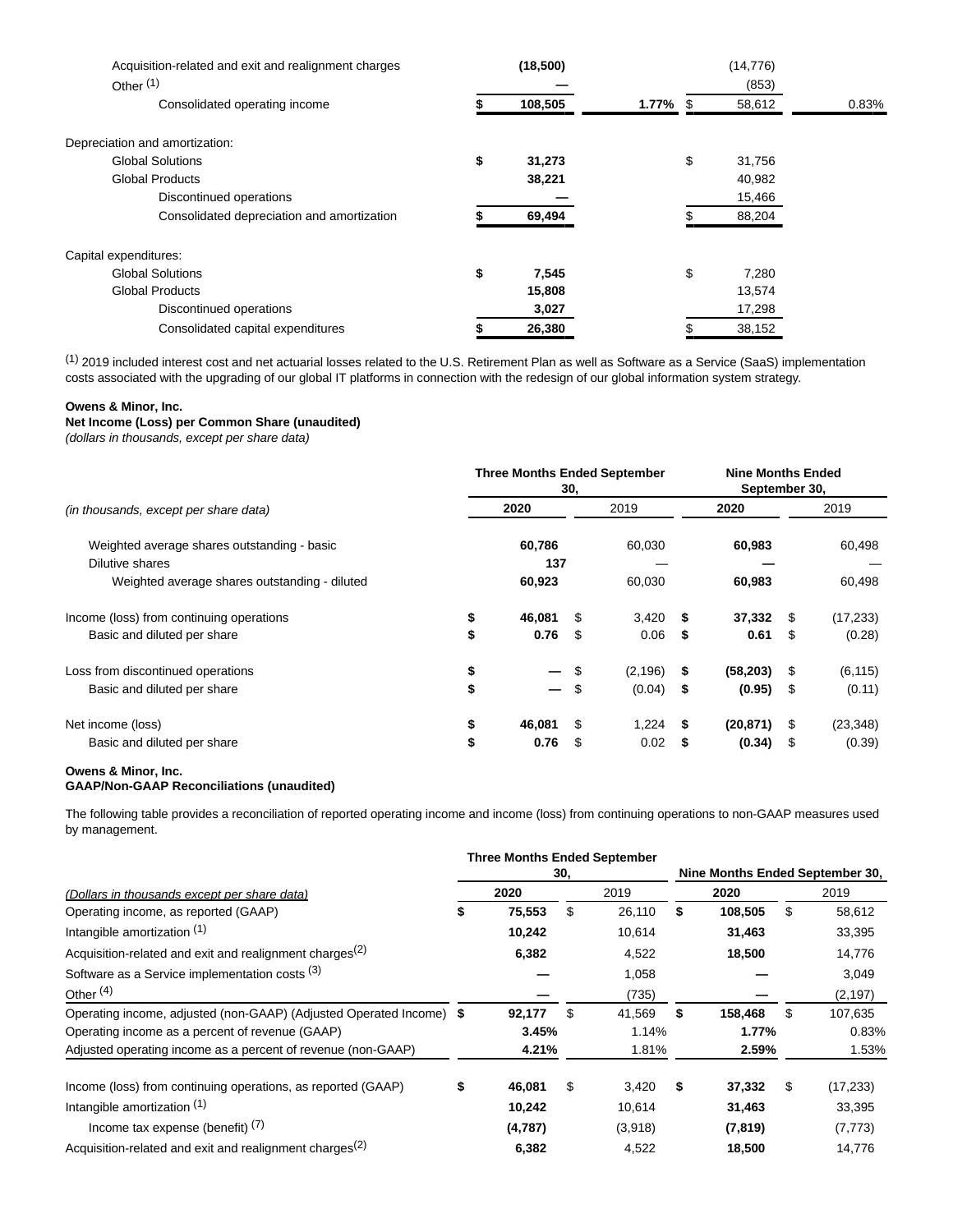| | 2020 | | 2019 | |
|---|---|---|---|---|
| Acquisition-related and exit and realignment charges | **(18,500)** | | (14,776) | |
| Other [1] | **—** | | (853) | |
| Consolidated operating income | **$ 108,505** | **1.77%** | $ 58,612 | 0.83% |
| | | | | |
| Depreciation and amortization: | | | | |
| Global Solutions | **$ 31,273** | | $ 31,756 | |
| Global Products | **38,221** | | 40,982 | |
| Discontinued operations | **—** | | 15,466 | |
| Consolidated depreciation and amortization | **$ 69,494** | | $ 88,204 | |
| | | | | |
| Capital expenditures: | | | | |
| Global Solutions | **$ 7,545** | | $ 7,280 | |
| Global Products | **15,808** | | 13,574 | |
| Discontinued operations | **3,027** | | 17,298 | |
| Consolidated capital expenditures | **$ 26,380** | | $ 38,152 | |

[1] 2019 included interest cost and net actuarial losses related to the U.S. Retirement Plan as well as Software as a Service (SaaS) implementation costs associated with the upgrading of our global IT platforms in connection with the redesign of our global information system strategy.

**Owens & Minor, Inc.**
**Net Income (Loss) per Common Share (unaudited)**
*(dollars in thousands, except per share data)*

| | Three Months Ended September 30, | | Nine Months Ended September 30, | |
|---|---|---|---|---|
| *(in thousands, except per share data)* | **2020** | 2019 | **2020** | 2019 |
| Weighted average shares outstanding - basic | **60,786** | 60,030 | **60,983** | 60,498 |
| Dilutive shares | **137** | — | **—** | — |
| Weighted average shares outstanding - diluted | **60,923** | 60,030 | **60,983** | 60,498 |
| | | | | |
| Income (loss) from continuing operations | **$ 46,081** | $ 3,420 | **$ 37,332** | $ (17,233) |
| Basic and diluted per share | **$ 0.76** | $ 0.06 | **$ 0.61** | $ (0.28) |
| | | | | |
| Loss from discontinued operations | **$ —** | $ (2,196) | **$ (58,203)** | $ (6,115) |
| Basic and diluted per share | **$ —** | $ (0.04) | **$ (0.95)** | $ (0.11) |
| | | | | |
| Net income (loss) | **$ 46,081** | $ 1,224 | **$ (20,871)** | $ (23,348) |
| Basic and diluted per share | **$ 0.76** | $ 0.02 | **$ (0.34)** | $ (0.39) |

**Owens & Minor, Inc.**
**GAAP/Non-GAAP Reconciliations (unaudited)**

The following table provides a reconciliation of reported operating income and income (loss) from continuing operations to non-GAAP measures used by management.

| | Three Months Ended September 30, | | Nine Months Ended September 30, | |
|---|---|---|---|---|
| *(Dollars in thousands except per share data)* | **2020** | 2019 | **2020** | 2019 |
| Operating income, as reported (GAAP) | **$ 75,553** | $ 26,110 | **$ 108,505** | $ 58,612 |
| Intangible amortization [1] | **10,242** | 10,614 | **31,463** | 33,395 |
| Acquisition-related and exit and realignment charges[2] | **6,382** | 4,522 | **18,500** | 14,776 |
| Software as a Service implementation costs [3] | **—** | 1,058 | **—** | 3,049 |
| Other [4] | **—** | (735) | **—** | (2,197) |
| Operating income, adjusted (non-GAAP) (Adjusted Operated Income) | **$ 92,177** | $ 41,569 | **$ 158,468** | $ 107,635 |
| Operating income as a percent of revenue (GAAP) | **3.45%** | 1.14% | **1.77%** | 0.83% |
| Adjusted operating income as a percent of revenue (non-GAAP) | **4.21%** | 1.81% | **2.59%** | 1.53% |
| | | | | |
| Income (loss) from continuing operations, as reported (GAAP) | **$ 46,081** | $ 3,420 | **$ 37,332** | $ (17,233) |
| Intangible amortization [1] | **10,242** | 10,614 | **31,463** | 33,395 |
| Income tax expense (benefit) [7] | **(4,787)** | (3,918) | **(7,819)** | (7,773) |
| Acquisition-related and exit and realignment charges[2] | **6,382** | 4,522 | **18,500** | 14,776 |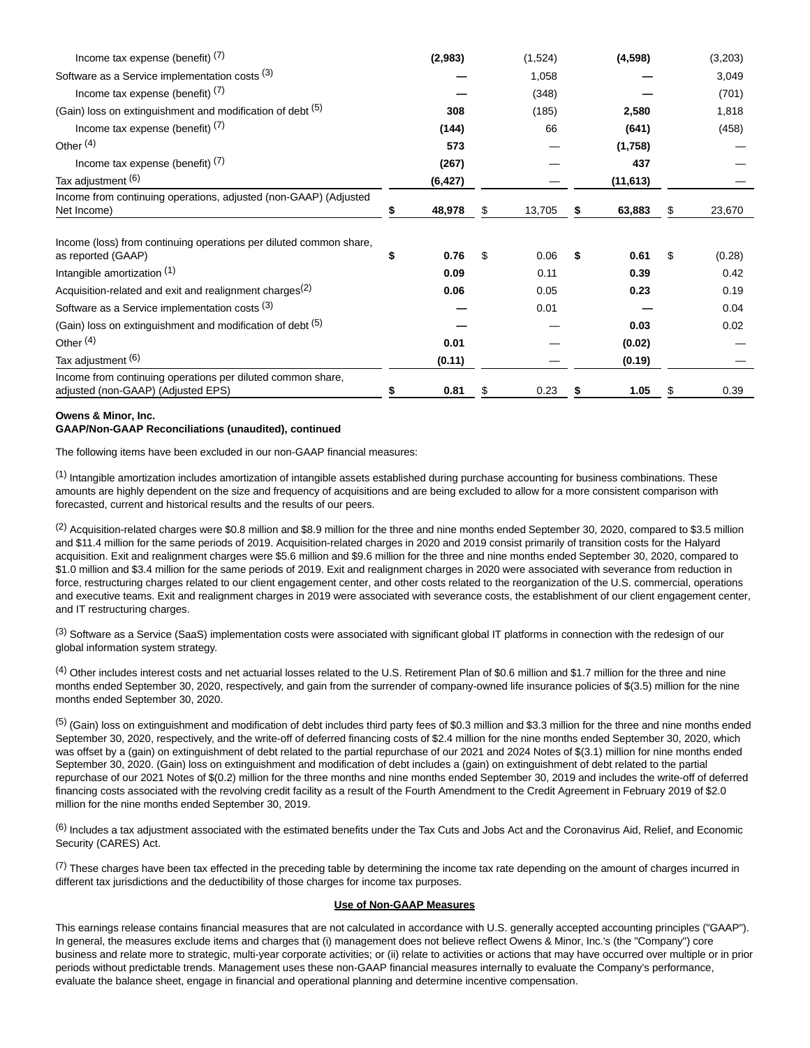| | | | | |
|---|---|---|---|---|
| Income tax expense (benefit) [7] | **(2,983)** | (1,524) | **(4,598)** | (3,203) |
| Software as a Service implementation costs [3] | **—** | 1,058 | **—** | 3,049 |
| Income tax expense (benefit) [7] | **—** | (348) | **—** | (701) |
| (Gain) loss on extinguishment and modification of debt [5] | **308** | (185) | **2,580** | 1,818 |
| Income tax expense (benefit) [7] | **(144)** | 66 | **(641)** | (458) |
| Other [4] | **573** | — | **(1,758)** | — |
| Income tax expense (benefit) [7] | **(267)** | — | **437** | — |
| Tax adjustment [6] | **(6,427)** | — | **(11,613)** | — |
| Income from continuing operations, adjusted (non-GAAP) (Adjusted Net Income) | **$ 48,978** | $ 13,705 | **$ 63,883** | $ 23,670 |
| | | | | |
| Income (loss) from continuing operations per diluted common share, as reported (GAAP) | **$ 0.76** | $ 0.06 | **$ 0.61** | $ (0.28) |
| Intangible amortization [1] | **0.09** | 0.11 | **0.39** | 0.42 |
| Acquisition-related and exit and realignment charges[2] | **0.06** | 0.05 | **0.23** | 0.19 |
| Software as a Service implementation costs [3] | **—** | 0.01 | **—** | 0.04 |
| (Gain) loss on extinguishment and modification of debt [5] | **—** | — | **0.03** | 0.02 |
| Other [4] | **0.01** | — | **(0.02)** | — |
| Tax adjustment [6] | **(0.11)** | — | **(0.19)** | — |
| Income from continuing operations per diluted common share, adjusted (non-GAAP) (Adjusted EPS) | **$ 0.81** | $ 0.23 | **$ 1.05** | $ 0.39 |

**Owens & Minor, Inc.**
**GAAP/Non-GAAP Reconciliations (unaudited), continued**

The following items have been excluded in our non-GAAP financial measures:

[1] Intangible amortization includes amortization of intangible assets established during purchase accounting for business combinations. These amounts are highly dependent on the size and frequency of acquisitions and are being excluded to allow for a more consistent comparison with forecasted, current and historical results and the results of our peers.

[2] Acquisition-related charges were $0.8 million and $8.9 million for the three and nine months ended September 30, 2020, compared to $3.5 million and $11.4 million for the same periods of 2019. Acquisition-related charges in 2020 and 2019 consist primarily of transition costs for the Halyard acquisition. Exit and realignment charges were $5.6 million and $9.6 million for the three and nine months ended September 30, 2020, compared to $1.0 million and $3.4 million for the same periods of 2019. Exit and realignment charges in 2020 were associated with severance from reduction in force, restructuring charges related to our client engagement center, and other costs related to the reorganization of the U.S. commercial, operations and executive teams. Exit and realignment charges in 2019 were associated with severance costs, the establishment of our client engagement center, and IT restructuring charges.

[3] Software as a Service (SaaS) implementation costs were associated with significant global IT platforms in connection with the redesign of our global information system strategy.

[4] Other includes interest costs and net actuarial losses related to the U.S. Retirement Plan of $0.6 million and $1.7 million for the three and nine months ended September 30, 2020, respectively, and gain from the surrender of company-owned life insurance policies of $(3.5) million for the nine months ended September 30, 2020.

[5] (Gain) loss on extinguishment and modification of debt includes third party fees of $0.3 million and $3.3 million for the three and nine months ended September 30, 2020, respectively, and the write-off of deferred financing costs of $2.4 million for the nine months ended September 30, 2020, which was offset by a (gain) on extinguishment of debt related to the partial repurchase of our 2021 and 2024 Notes of $(3.1) million for nine months ended September 30, 2020. (Gain) loss on extinguishment and modification of debt includes a (gain) on extinguishment of debt related to the partial repurchase of our 2021 Notes of $(0.2) million for the three months and nine months ended September 30, 2019 and includes the write-off of deferred financing costs associated with the revolving credit facility as a result of the Fourth Amendment to the Credit Agreement in February 2019 of $2.0 million for the nine months ended September 30, 2019.

[6] Includes a tax adjustment associated with the estimated benefits under the Tax Cuts and Jobs Act and the Coronavirus Aid, Relief, and Economic Security (CARES) Act.

[7] These charges have been tax effected in the preceding table by determining the income tax rate depending on the amount of charges incurred in different tax jurisdictions and the deductibility of those charges for income tax purposes.

**Use of Non-GAAP Measures**

This earnings release contains financial measures that are not calculated in accordance with U.S. generally accepted accounting principles ("GAAP"). In general, the measures exclude items and charges that (i) management does not believe reflect Owens & Minor, Inc.'s (the "Company") core business and relate more to strategic, multi-year corporate activities; or (ii) relate to activities or actions that may have occurred over multiple or in prior periods without predictable trends. Management uses these non-GAAP financial measures internally to evaluate the Company's performance, evaluate the balance sheet, engage in financial and operational planning and determine incentive compensation.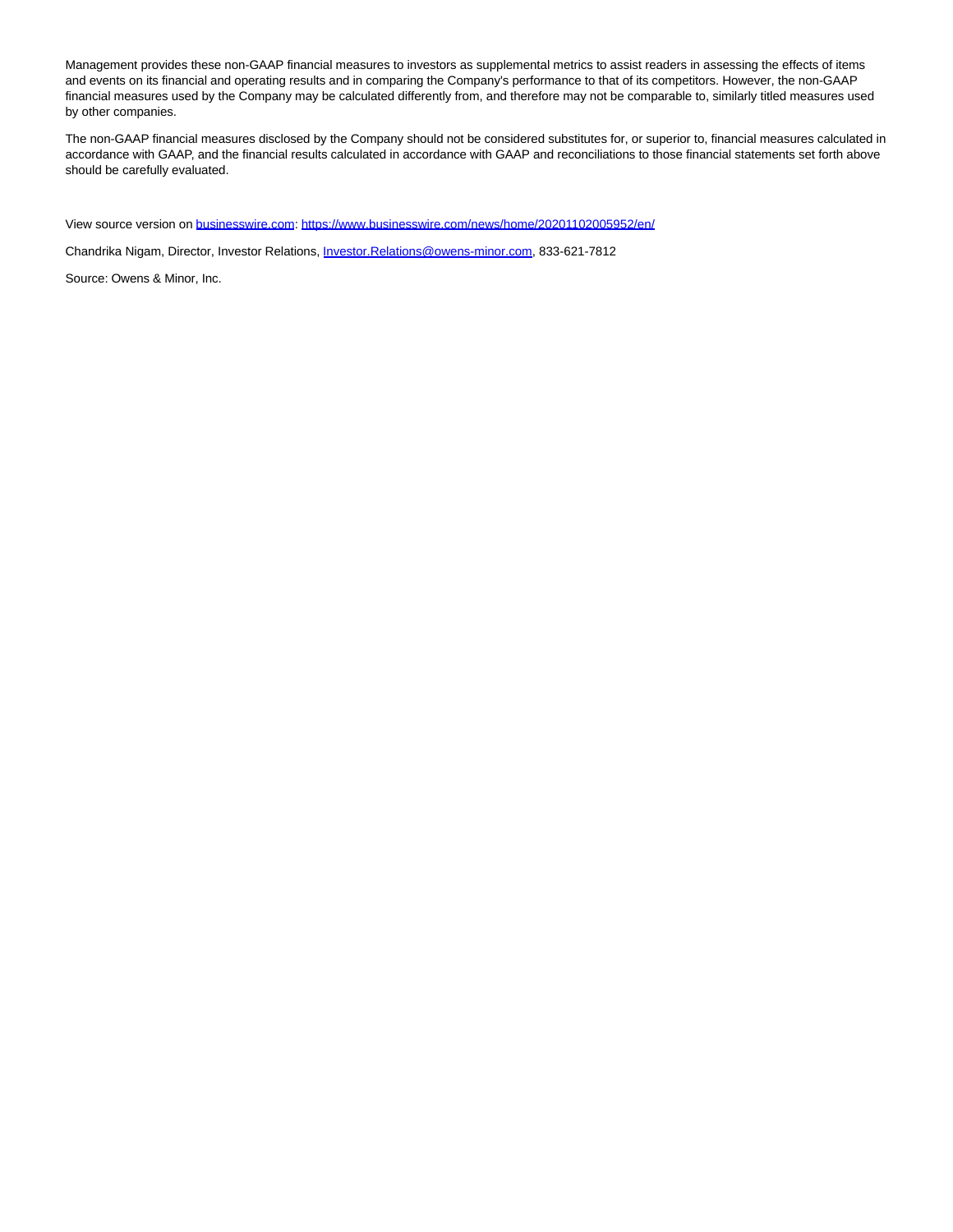Management provides these non-GAAP financial measures to investors as supplemental metrics to assist readers in assessing the effects of items and events on its financial and operating results and in comparing the Company's performance to that of its competitors. However, the non-GAAP financial measures used by the Company may be calculated differently from, and therefore may not be comparable to, similarly titled measures used by other companies.

The non-GAAP financial measures disclosed by the Company should not be considered substitutes for, or superior to, financial measures calculated in accordance with GAAP, and the financial results calculated in accordance with GAAP and reconciliations to those financial statements set forth above should be carefully evaluated.

View source version on [businesswire.com](https://www.businesswire.com): [https://www.businesswire.com/news/home/20201102005952/en/](https://www.businesswire.com/news/home/20201102005952/en/)

Chandrika Nigam, Director, Investor Relations, [Investor.Relations@owens-minor.com](mailto:Investor.Relations@owens-minor.com), 833-621-7812

Source: Owens & Minor, Inc.